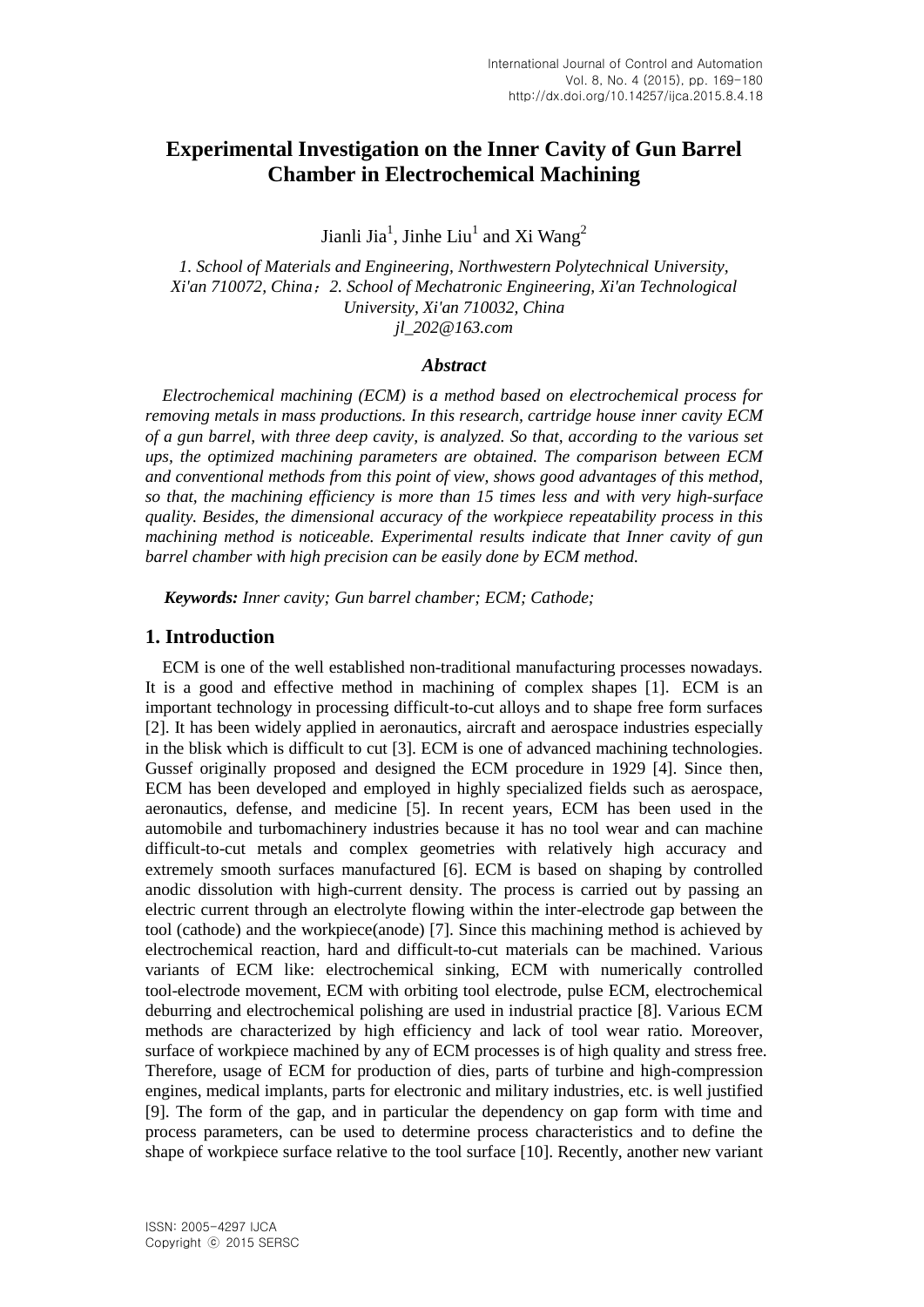# Experimental Investigation on the Inner Cavity of Gun Barrel Chamber in Electrochemical Machining

Jianli Jia[1], Jinhe Liu[1] and Xi Wang[2]

*1. School of Materials and Engineering, Northwestern Polytechnical University, Xi'an 710072, China；2. School of Mechatronic Engineering, Xi'an Technological University, Xi'an 710032, China*
*jl_202@163.com*

### *Abstract*

*Electrochemical machining (ECM) is a method based on electrochemical process for removing metals in mass productions. In this research, cartridge house inner cavity ECM of a gun barrel, with three deep cavity, is analyzed. So that, according to the various set ups, the optimized machining parameters are obtained. The comparison between ECM and conventional methods from this point of view, shows good advantages of this method, so that, the machining efficiency is more than 15 times less and with very high-surface quality. Besides, the dimensional accuracy of the workpiece repeatability process in this machining method is noticeable. Experimental results indicate that Inner cavity of gun barrel chamber with high precision can be easily done by ECM method.*

***Keywords:*** *Inner cavity; Gun barrel chamber; ECM; Cathode;*

## 1. Introduction

ECM is one of the well established non-traditional manufacturing processes nowadays. It is a good and effective method in machining of complex shapes [1]. ECM is an important technology in processing difficult-to-cut alloys and to shape free form surfaces [2]. It has been widely applied in aeronautics, aircraft and aerospace industries especially in the blisk which is difficult to cut [3]. ECM is one of advanced machining technologies. Gussef originally proposed and designed the ECM procedure in 1929 [4]. Since then, ECM has been developed and employed in highly specialized fields such as aerospace, aeronautics, defense, and medicine [5]. In recent years, ECM has been used in the automobile and turbomachinery industries because it has no tool wear and can machine difficult-to-cut metals and complex geometries with relatively high accuracy and extremely smooth surfaces manufactured [6]. ECM is based on shaping by controlled anodic dissolution with high-current density. The process is carried out by passing an electric current through an electrolyte flowing within the inter-electrode gap between the tool (cathode) and the workpiece(anode) [7]. Since this machining method is achieved by electrochemical reaction, hard and difficult-to-cut materials can be machined. Various variants of ECM like: electrochemical sinking, ECM with numerically controlled tool-electrode movement, ECM with orbiting tool electrode, pulse ECM, electrochemical deburring and electrochemical polishing are used in industrial practice [8]. Various ECM methods are characterized by high efficiency and lack of tool wear ratio. Moreover, surface of workpiece machined by any of ECM processes is of high quality and stress free. Therefore, usage of ECM for production of dies, parts of turbine and high-compression engines, medical implants, parts for electronic and military industries, etc. is well justified [9]. The form of the gap, and in particular the dependency on gap form with time and process parameters, can be used to determine process characteristics and to define the shape of workpiece surface relative to the tool surface [10]. Recently, another new variant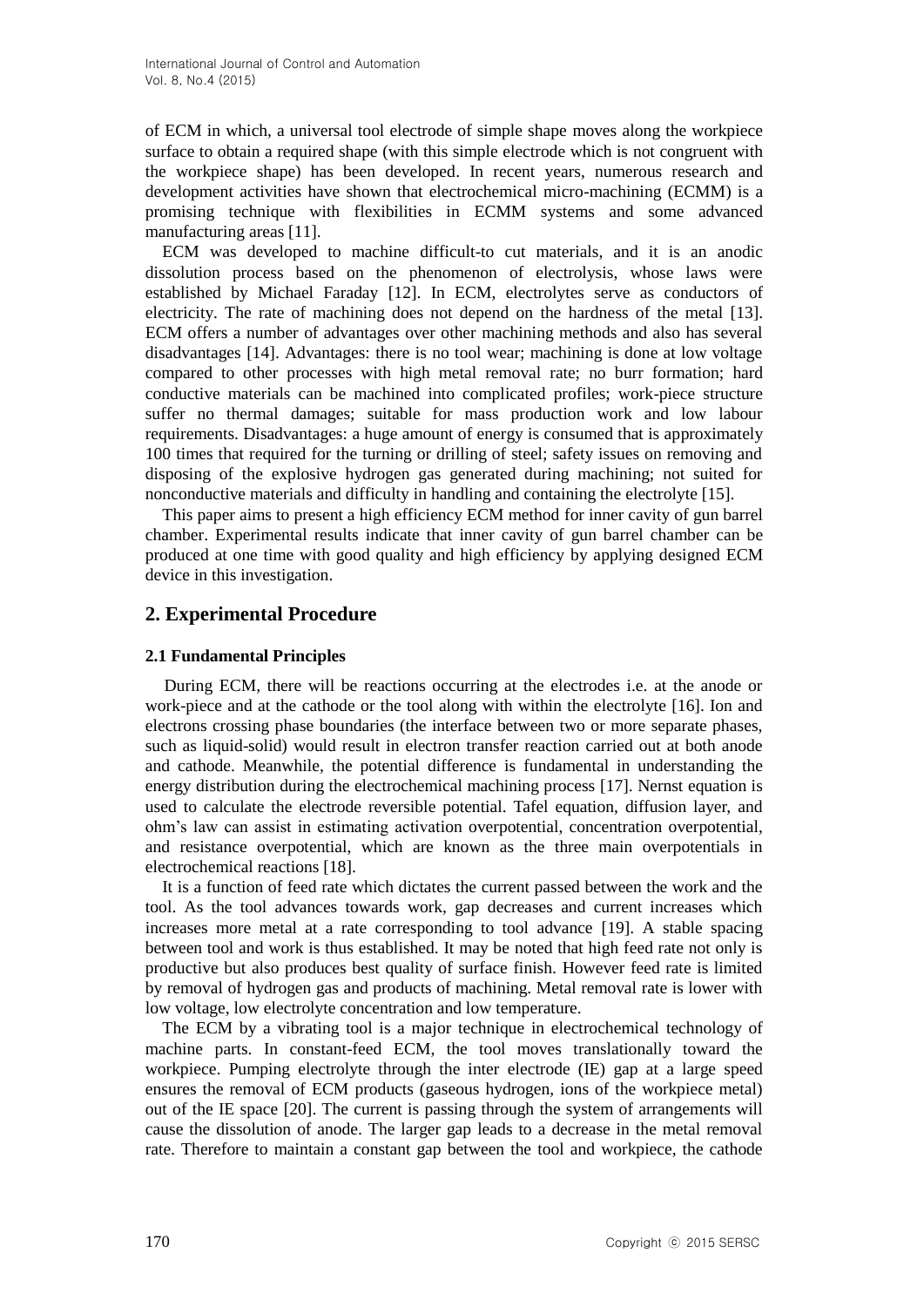of ECM in which, a universal tool electrode of simple shape moves along the workpiece surface to obtain a required shape (with this simple electrode which is not congruent with the workpiece shape) has been developed. In recent years, numerous research and development activities have shown that electrochemical micro-machining (ECMM) is a promising technique with flexibilities in ECMM systems and some advanced manufacturing areas [11].

ECM was developed to machine difficult-to cut materials, and it is an anodic dissolution process based on the phenomenon of electrolysis, whose laws were established by Michael Faraday [12]. In ECM, electrolytes serve as conductors of electricity. The rate of machining does not depend on the hardness of the metal [13]. ECM offers a number of advantages over other machining methods and also has several disadvantages [14]. Advantages: there is no tool wear; machining is done at low voltage compared to other processes with high metal removal rate; no burr formation; hard conductive materials can be machined into complicated profiles; work-piece structure suffer no thermal damages; suitable for mass production work and low labour requirements. Disadvantages: a huge amount of energy is consumed that is approximately 100 times that required for the turning or drilling of steel; safety issues on removing and disposing of the explosive hydrogen gas generated during machining; not suited for nonconductive materials and difficulty in handling and containing the electrolyte [15].

This paper aims to present a high efficiency ECM method for inner cavity of gun barrel chamber. Experimental results indicate that inner cavity of gun barrel chamber can be produced at one time with good quality and high efficiency by applying designed ECM device in this investigation.

## 2. Experimental Procedure

### 2.1 Fundamental Principles

During ECM, there will be reactions occurring at the electrodes i.e. at the anode or work-piece and at the cathode or the tool along with within the electrolyte [16]. Ion and electrons crossing phase boundaries (the interface between two or more separate phases, such as liquid-solid) would result in electron transfer reaction carried out at both anode and cathode. Meanwhile, the potential difference is fundamental in understanding the energy distribution during the electrochemical machining process [17]. Nernst equation is used to calculate the electrode reversible potential. Tafel equation, diffusion layer, and ohm's law can assist in estimating activation overpotential, concentration overpotential, and resistance overpotential, which are known as the three main overpotentials in electrochemical reactions [18].

It is a function of feed rate which dictates the current passed between the work and the tool. As the tool advances towards work, gap decreases and current increases which increases more metal at a rate corresponding to tool advance [19]. A stable spacing between tool and work is thus established. It may be noted that high feed rate not only is productive but also produces best quality of surface finish. However feed rate is limited by removal of hydrogen gas and products of machining. Metal removal rate is lower with low voltage, low electrolyte concentration and low temperature.

The ECM by a vibrating tool is a major technique in electrochemical technology of machine parts. In constant-feed ECM, the tool moves translationally toward the workpiece. Pumping electrolyte through the inter electrode (IE) gap at a large speed ensures the removal of ECM products (gaseous hydrogen, ions of the workpiece metal) out of the IE space [20]. The current is passing through the system of arrangements will cause the dissolution of anode. The larger gap leads to a decrease in the metal removal rate. Therefore to maintain a constant gap between the tool and workpiece, the cathode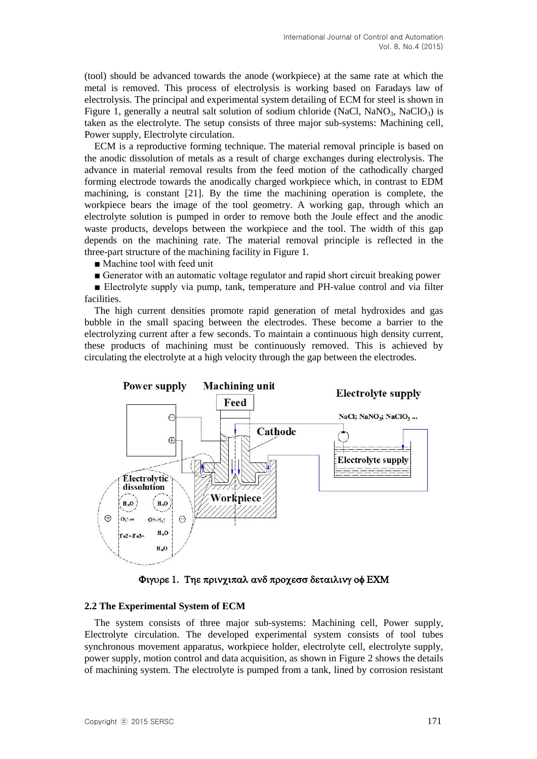(tool) should be advanced towards the anode (workpiece) at the same rate at which the metal is removed. This process of electrolysis is working based on Faradays law of electrolysis. The principal and experimental system detailing of ECM for steel is shown in Figure 1, generally a neutral salt solution of sodium chloride (NaCl, $NaNO_3$, $NaClO_3$) is taken as the electrolyte. The setup consists of three major sub-systems: Machining cell, Power supply, Electrolyte circulation.

ECM is a reproductive forming technique. The material removal principle is based on the anodic dissolution of metals as a result of charge exchanges during electrolysis. The advance in material removal results from the feed motion of the cathodically charged forming electrode towards the anodically charged workpiece which, in contrast to EDM machining, is constant [21]. By the time the machining operation is complete, the workpiece bears the image of the tool geometry. A working gap, through which an electrolyte solution is pumped in order to remove both the Joule effect and the anodic waste products, develops between the workpiece and the tool. The width of this gap depends on the machining rate. The material removal principle is reflected in the three-part structure of the machining facility in Figure 1.

- Machine tool with feed unit
- Generator with an automatic voltage regulator and rapid short circuit breaking power
- Electrolyte supply via pump, tank, temperature and PH-value control and via filter facilities.

The high current densities promote rapid generation of metal hydroxides and gas bubble in the small spacing between the electrodes. These become a barrier to the electrolyzing current after a few seconds. To maintain a continuous high density current, these products of machining must be continuously removed. This is achieved by circulating the electrolyte at a high velocity through the gap between the electrodes.

Figure 1. The principal and process detailing of ECM

### 2.2 The Experimental System of ECM

The system consists of three major sub-systems: Machining cell, Power supply, Electrolyte circulation. The developed experimental system consists of tool tubes synchronous movement apparatus, workpiece holder, electrolyte cell, electrolyte supply, power supply, motion control and data acquisition, as shown in Figure 2 shows the details of machining system. The electrolyte is pumped from a tank, lined by corrosion resistant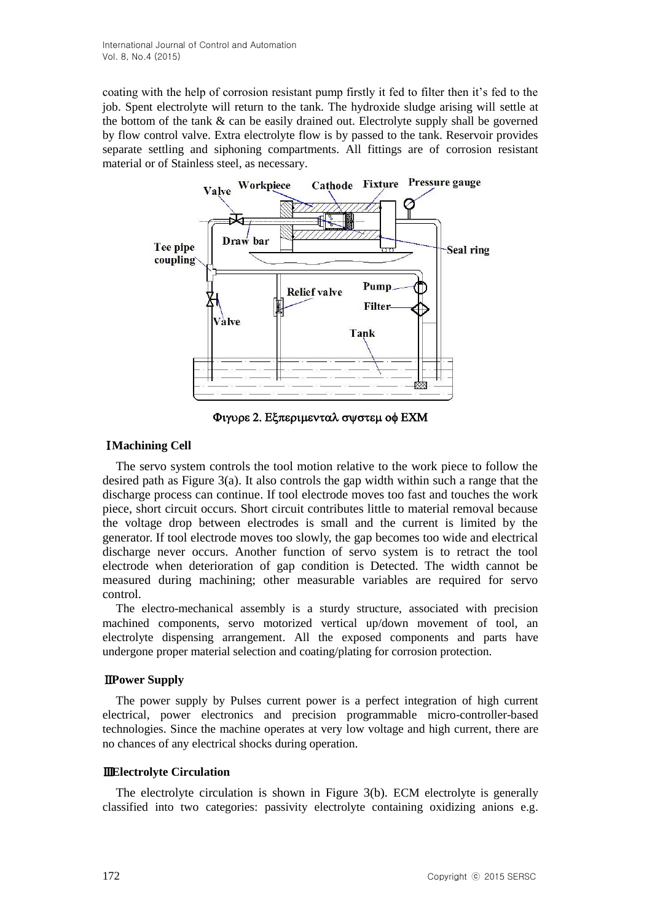coating with the help of corrosion resistant pump firstly it fed to filter then it's fed to the job. Spent electrolyte will return to the tank. The hydroxide sludge arising will settle at the bottom of the tank & can be easily drained out. Electrolyte supply shall be governed by flow control valve. Extra electrolyte flow is by passed to the tank. Reservoir provides separate settling and siphoning compartments. All fittings are of corrosion resistant material or of Stainless steel, as necessary.

Φιγυρε 2. Εξπεριμενταλ σψστεμ οφ ΕΧΜ

### ⅠMachining Cell

The servo system controls the tool motion relative to the work piece to follow the desired path as Figure 3(a). It also controls the gap width within such a range that the discharge process can continue. If tool electrode moves too fast and touches the work piece, short circuit occurs. Short circuit contributes little to material removal because the voltage drop between electrodes is small and the current is limited by the generator. If tool electrode moves too slowly, the gap becomes too wide and electrical discharge never occurs. Another function of servo system is to retract the tool electrode when deterioration of gap condition is Detected. The width cannot be measured during machining; other measurable variables are required for servo control.

The electro-mechanical assembly is a sturdy structure, associated with precision machined components, servo motorized vertical up/down movement of tool, an electrolyte dispensing arrangement. All the exposed components and parts have undergone proper material selection and coating/plating for corrosion protection.

### ⅡPower Supply

The power supply by Pulses current power is a perfect integration of high current electrical, power electronics and precision programmable micro-controller-based technologies. Since the machine operates at very low voltage and high current, there are no chances of any electrical shocks during operation.

### ⅢElectrolyte Circulation

The electrolyte circulation is shown in Figure 3(b). ECM electrolyte is generally classified into two categories: passivity electrolyte containing oxidizing anions e.g.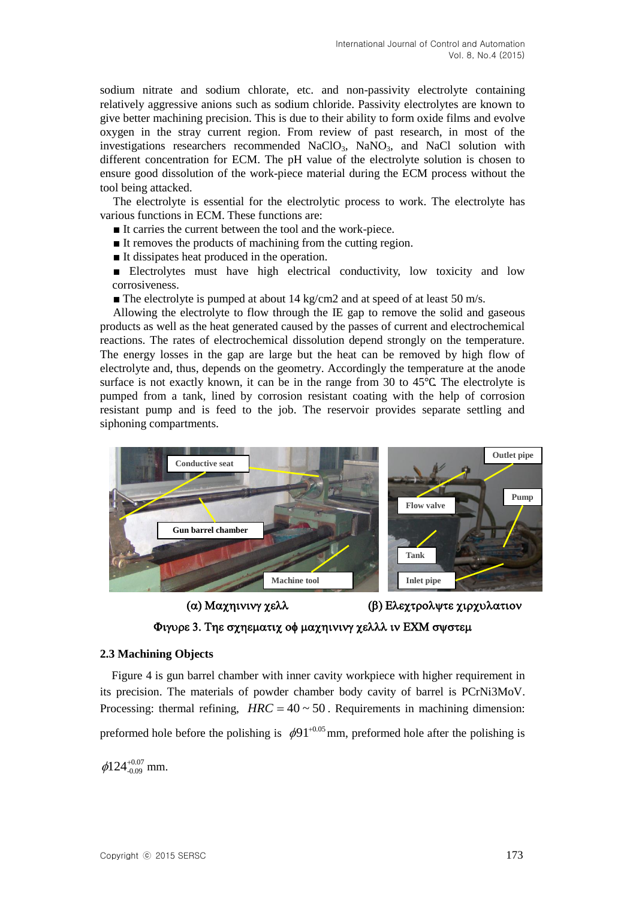sodium nitrate and sodium chlorate, etc. and non-passivity electrolyte containing relatively aggressive anions such as sodium chloride. Passivity electrolytes are known to give better machining precision. This is due to their ability to form oxide films and evolve oxygen in the stray current region. From review of past research, in most of the investigations researchers recommended $NaClO_3$, $NaNO_3$, and NaCl solution with different concentration for ECM. The pH value of the electrolyte solution is chosen to ensure good dissolution of the work-piece material during the ECM process without the tool being attacked.

The electrolyte is essential for the electrolytic process to work. The electrolyte has various functions in ECM. These functions are:

- It carries the current between the tool and the work-piece.
- It removes the products of machining from the cutting region.
- It dissipates heat produced in the operation.
- Electrolytes must have high electrical conductivity, low toxicity and low corrosiveness.
- The electrolyte is pumped at about 14 kg/cm2 and at speed of at least 50 m/s.

Allowing the electrolyte to flow through the IE gap to remove the solid and gaseous products as well as the heat generated caused by the passes of current and electrochemical reactions. The rates of electrochemical dissolution depend strongly on the temperature. The energy losses in the gap are large but the heat can be removed by high flow of electrolyte and, thus, depends on the geometry. Accordingly the temperature at the anode surface is not exactly known, it can be in the range from 30 to 45℃. The electrolyte is pumped from a tank, lined by corrosion resistant coating with the help of corrosion resistant pump and is feed to the job. The reservoir provides separate settling and siphoning compartments.

(α) Μαχηινινγ χελλ (β) Ελεχτρολψτε χιρχυλατιον

Φιγυρε 3. Τηε σχηεματιχ οφ μαχηινινγ χελλλ ιν ΕΧΜ σψστεμ

### 2.3 Machining Objects

Figure 4 is gun barrel chamber with inner cavity workpiece with higher requirement in its precision. The materials of powder chamber body cavity of barrel is PCrNi3MoV. Processing: thermal refining, $HRC = 40 \sim 50$. Requirements in machining dimension: preformed hole before the polishing is $\phi 91^{+0.05}$ mm, preformed hole after the polishing is $\phi 124^{+0.07}_{-0.09}$ mm.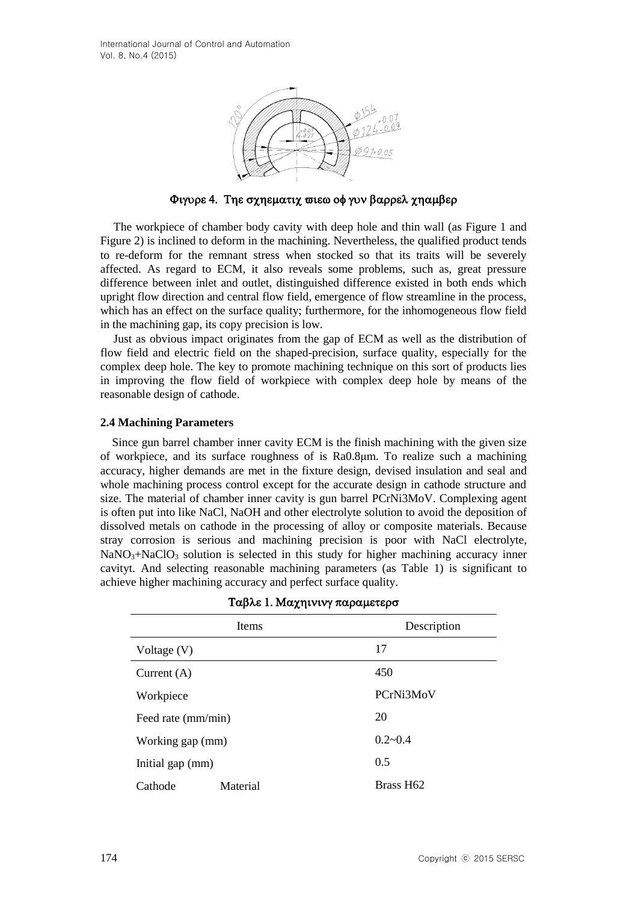Figure 4. The schematic view of gun barrel chamber

The workpiece of chamber body cavity with deep hole and thin wall (as Figure 1 and Figure 2) is inclined to deform in the machining. Nevertheless, the qualified product tends to re-deform for the remnant stress when stocked so that its traits will be severely affected. As regard to ECM, it also reveals some problems, such as, great pressure difference between inlet and outlet, distinguished difference existed in both ends which upright flow direction and central flow field, emergence of flow streamline in the process, which has an effect on the surface quality; furthermore, for the inhomogeneous flow field in the machining gap, its copy precision is low.

Just as obvious impact originates from the gap of ECM as well as the distribution of flow field and electric field on the shaped-precision, surface quality, especially for the complex deep hole. The key to promote machining technique on this sort of products lies in improving the flow field of workpiece with complex deep hole by means of the reasonable design of cathode.

### 2.4 Machining Parameters

Since gun barrel chamber inner cavity ECM is the finish machining with the given size of workpiece, and its surface roughness of is Ra0.8μm. To realize such a machining accuracy, higher demands are met in the fixture design, devised insulation and seal and whole machining process control except for the accurate design in cathode structure and size. The material of chamber inner cavity is gun barrel PCrNi3MoV. Complexing agent is often put into like NaCl, NaOH and other electrolyte solution to avoid the deposition of dissolved metals on cathode in the processing of alloy or composite materials. Because stray corrosion is serious and machining precision is poor with NaCl electrolyte, $NaNO_3$+$NaClO_3$ solution is selected in this study for higher machining accuracy inner cavityt. And selecting reasonable machining parameters (as Table 1) is significant to achieve higher machining accuracy and perfect surface quality.

Table 1. Machining parameters

| Items | | Description |
|---|---|---|
| Voltage (V) | | 17 |
| Current (A) | | 450 |
| Workpiece | | PCrNi3MoV |
| Feed rate (mm/min) | | 20 |
| Working gap (mm) | | 0.2~0.4 |
| Initial gap (mm) | | 0.5 |
| Cathode | Material | Brass H62 |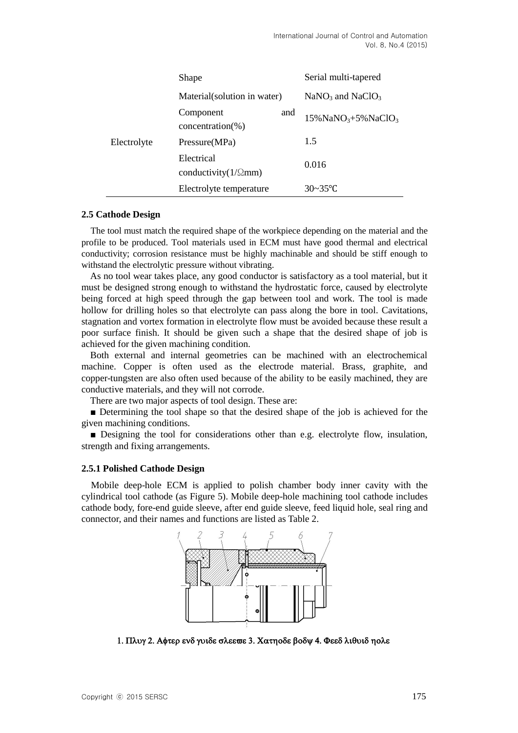| | Shape | Serial multi-tapered |
|---|---|---|
| | Material(solution in water) | $NaNO_3$ and $NaClO_3$ |
| | Component and concentration(%) | 15%$NaNO_3$+5%$NaClO_3$ |
| Electrolyte | Pressure(MPa) | 1.5 |
| | Electrical conductivity(1/Ωmm) | 0.016 |
| | Electrolyte temperature | 30~35℃ |

### 2.5 Cathode Design

The tool must match the required shape of the workpiece depending on the material and the profile to be produced. Tool materials used in ECM must have good thermal and electrical conductivity; corrosion resistance must be highly machinable and should be stiff enough to withstand the electrolytic pressure without vibrating.

As no tool wear takes place, any good conductor is satisfactory as a tool material, but it must be designed strong enough to withstand the hydrostatic force, caused by electrolyte being forced at high speed through the gap between tool and work. The tool is made hollow for drilling holes so that electrolyte can pass along the bore in tool. Cavitations, stagnation and vortex formation in electrolyte flow must be avoided because these result a poor surface finish. It should be given such a shape that the desired shape of job is achieved for the given machining condition.

Both external and internal geometries can be machined with an electrochemical machine. Copper is often used as the electrode material. Brass, graphite, and copper-tungsten are also often used because of the ability to be easily machined, they are conductive materials, and they will not corrode.

There are two major aspects of tool design. These are:

■ Determining the tool shape so that the desired shape of the job is achieved for the given machining conditions.

■ Designing the tool for considerations other than e.g. electrolyte flow, insulation, strength and fixing arrangements.

#### 2.5.1 Polished Cathode Design

Mobile deep-hole ECM is applied to polish chamber body inner cavity with the cylindrical tool cathode (as Figure 5). Mobile deep-hole machining tool cathode includes cathode body, fore-end guide sleeve, after end guide sleeve, feed liquid hole, seal ring and connector, and their names and functions are listed as Table 2.

1. Πλυγ 2. Αφτερ ενδ γυιδε σλεεϖε 3. Χατηοδε βοδψ 4. Φεεδ λιθυιδ ηολε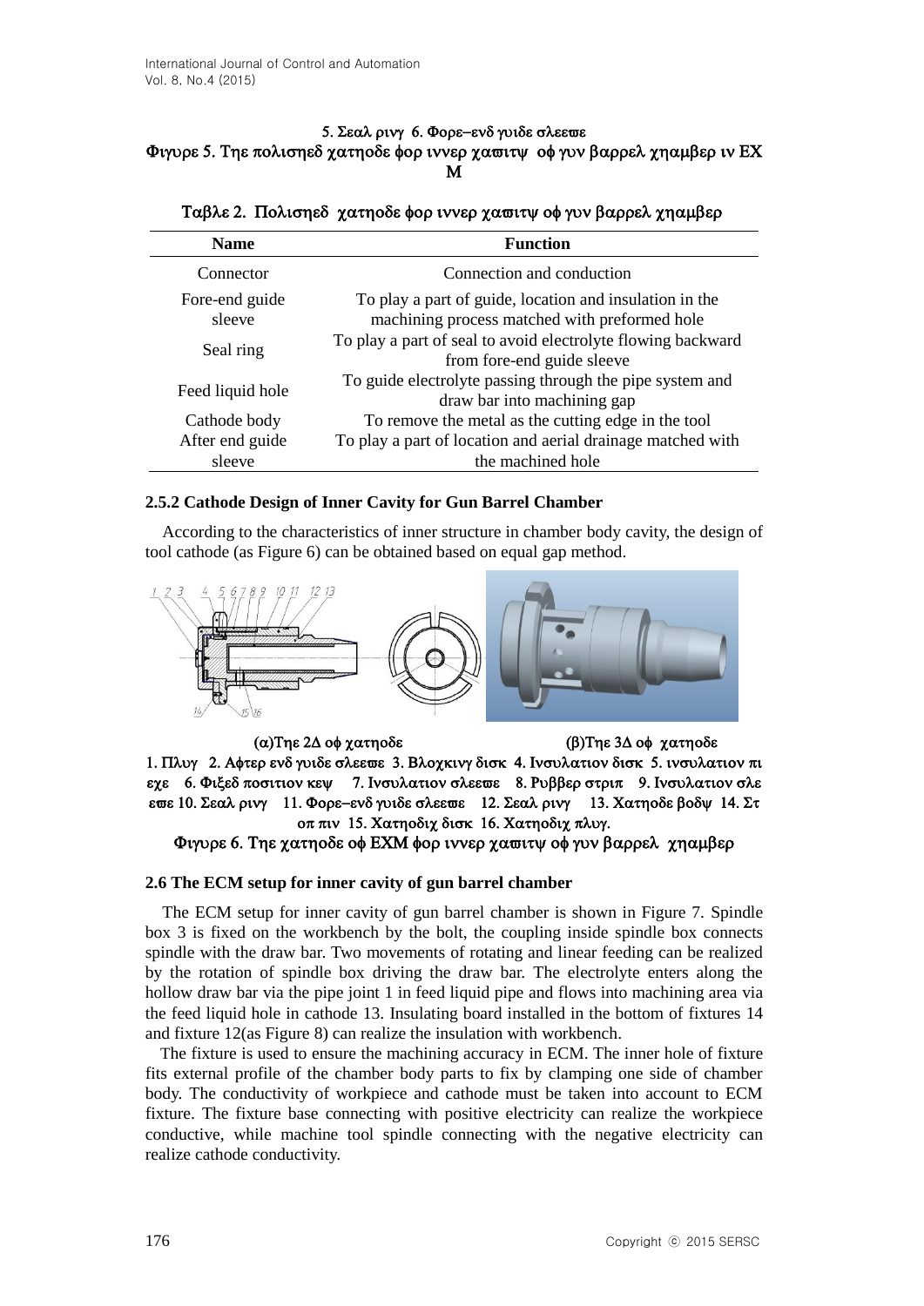5. Σεαλ ρινγ 6. Φορε–ενδ γυιδε σλεεϖε

Φιγυρε 5. Τηε πολισηεδ χατηοδε φορ ιννερ χαϖιτψ οφ γυν βαρρελ χηαμβερ ιν ΕΧΜ

Ταβλε 2. Πολισηεδ χατηοδε φορ ιννερ χαϖιτψ οφ γυν βαρρελ χηαμβερ

| Name | Function |
| --- | --- |
| Connector | Connection and conduction |
| Fore-end guide sleeve | To play a part of guide, location and insulation in the machining process matched with preformed hole |
| Seal ring | To play a part of seal to avoid electrolyte flowing backward from fore-end guide sleeve |
| Feed liquid hole | To guide electrolyte passing through the pipe system and draw bar into machining gap |
| Cathode body | To remove the metal as the cutting edge in the tool |
| After end guide sleeve | To play a part of location and aerial drainage matched with the machined hole |

### 2.5.2 Cathode Design of Inner Cavity for Gun Barrel Chamber

According to the characteristics of inner structure in chamber body cavity, the design of tool cathode (as Figure 6) can be obtained based on equal gap method.

(α)Τηε 2Δ οφ χατηοδε (β)Τηε 3Δ οφ χατηοδε

1. Πλυγ 2. Αφτερ ενδ γυιδε σλεεϖε 3. Βλοχκινγ δισκ 4. Ινσυλατιον δισκ 5. ινσυλατιον πιπε 6. Φιξεδ ποσιτιον κεψ 7. Ινσυλατιον σλεεϖε 8. Ρυββερ στριπ 9. Ινσυλατιον σλεεϖε 10. Σεαλ ρινγ 11. Φορε–ενδ γυιδε σλεεϖε 12. Σεαλ ρινγ 13. Χατηοδε βοδψ 14. Στοπ πιν 15. Χατηοδιχ δισκ 16. Χατηοδιχ πλυγ.

Φιγυρε 6. Τηε χατηοδε οφ ΕΧΜ φορ ιννερ χαϖιτψ οφ γυν βαρρελ χηαμβερ

### 2.6 The ECM setup for inner cavity of gun barrel chamber

The ECM setup for inner cavity of gun barrel chamber is shown in Figure 7. Spindle box 3 is fixed on the workbench by the bolt, the coupling inside spindle box connects spindle with the draw bar. Two movements of rotating and linear feeding can be realized by the rotation of spindle box driving the draw bar. The electrolyte enters along the hollow draw bar via the pipe joint 1 in feed liquid pipe and flows into machining area via the feed liquid hole in cathode 13. Insulating board installed in the bottom of fixtures 14 and fixture 12(as Figure 8) can realize the insulation with workbench.

The fixture is used to ensure the machining accuracy in ECM. The inner hole of fixture fits external profile of the chamber body parts to fix by clamping one side of chamber body. The conductivity of workpiece and cathode must be taken into account to ECM fixture. The fixture base connecting with positive electricity can realize the workpiece conductive, while machine tool spindle connecting with the negative electricity can realize cathode conductivity.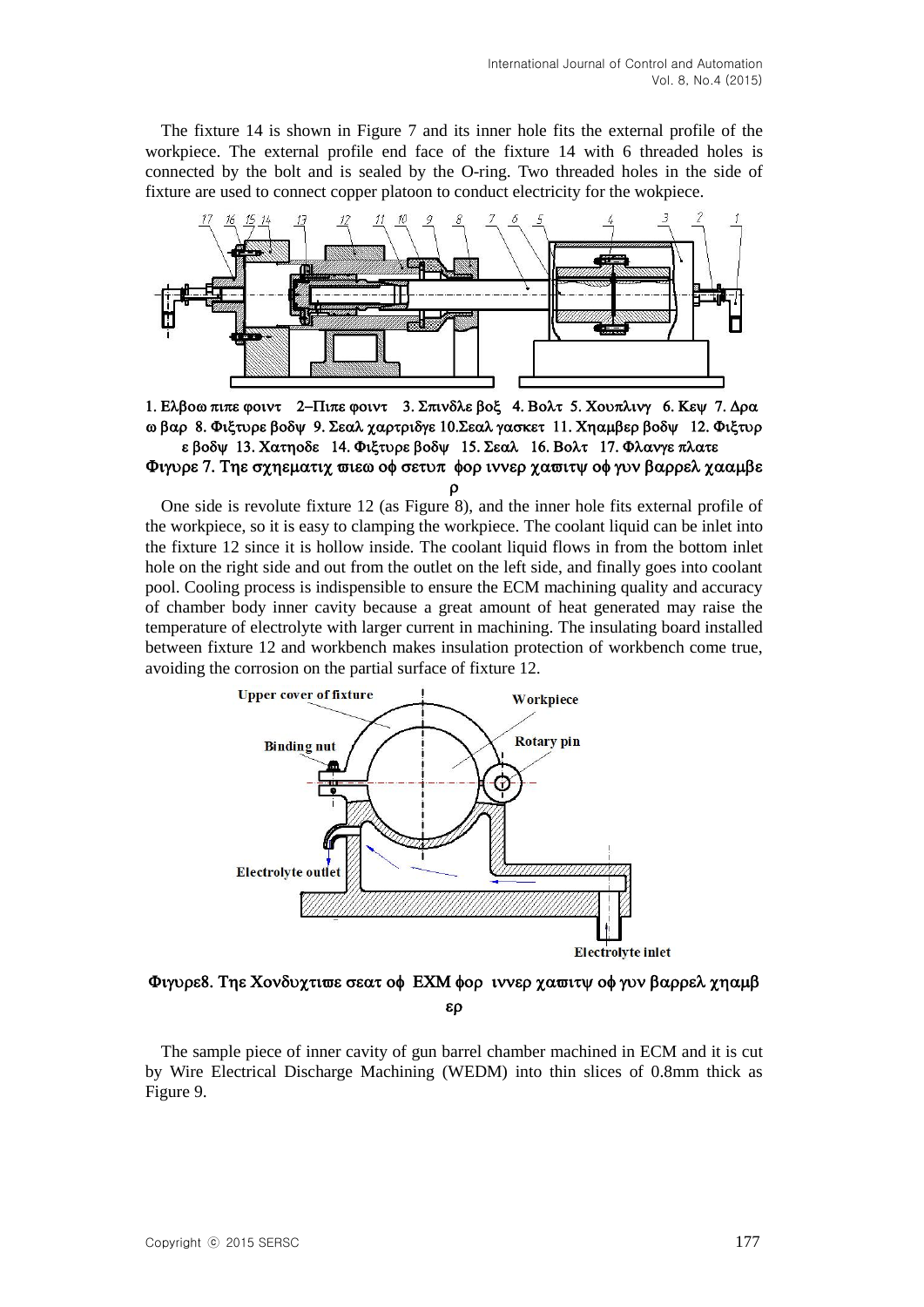The fixture 14 is shown in Figure 7 and its inner hole fits the external profile of the workpiece. The external profile end face of the fixture 14 with 6 threaded holes is connected by the bolt and is sealed by the O-ring. Two threaded holes in the side of fixture are used to connect copper platoon to conduct electricity for the wokpiece.

**1. Ελβοω πιπε φοιντ 2–Πιπε φοιντ 3. Σπινδλε βοξ 4. Βολτ 5. Χουπλινγ 6. Κεψ 7. Δραω βαρ 8. Φιξτυρε βοδψ 9. Σεαλ χαρτριδγε 10.Σεαλ γασκετ 11. Χηαμβερ βοδψ 12. Φιξτυρε βοδψ 13. Χατηοδε 14. Φιξτυρε βοδψ 15. Σεαλ 16. Βολτ 17. Φλανγε πλατε**

**Φιγυρε 7. Τηε σχηεματιχ ϖιεω οφ σετυπ φορ ιννερ χαϖιτψ οφ γυν βαρρελ χααμβερ**

One side is revolute fixture 12 (as Figure 8), and the inner hole fits external profile of the workpiece, so it is easy to clamping the workpiece. The coolant liquid can be inlet into the fixture 12 since it is hollow inside. The coolant liquid flows in from the bottom inlet hole on the right side and out from the outlet on the left side, and finally goes into coolant pool. Cooling process is indispensible to ensure the ECM machining quality and accuracy of chamber body inner cavity because a great amount of heat generated may raise the temperature of electrolyte with larger current in machining. The insulating board installed between fixture 12 and workbench makes insulation protection of workbench come true, avoiding the corrosion on the partial surface of fixture 12.

**Φιγυρε8. Τηε Χονδυχτιϖε σεατ οφ ΕΧΜ φορ ιννερ χαϖιτψ οφ γυν βαρρελ χηαμβερ**

The sample piece of inner cavity of gun barrel chamber machined in ECM and it is cut by Wire Electrical Discharge Machining (WEDM) into thin slices of 0.8mm thick as Figure 9.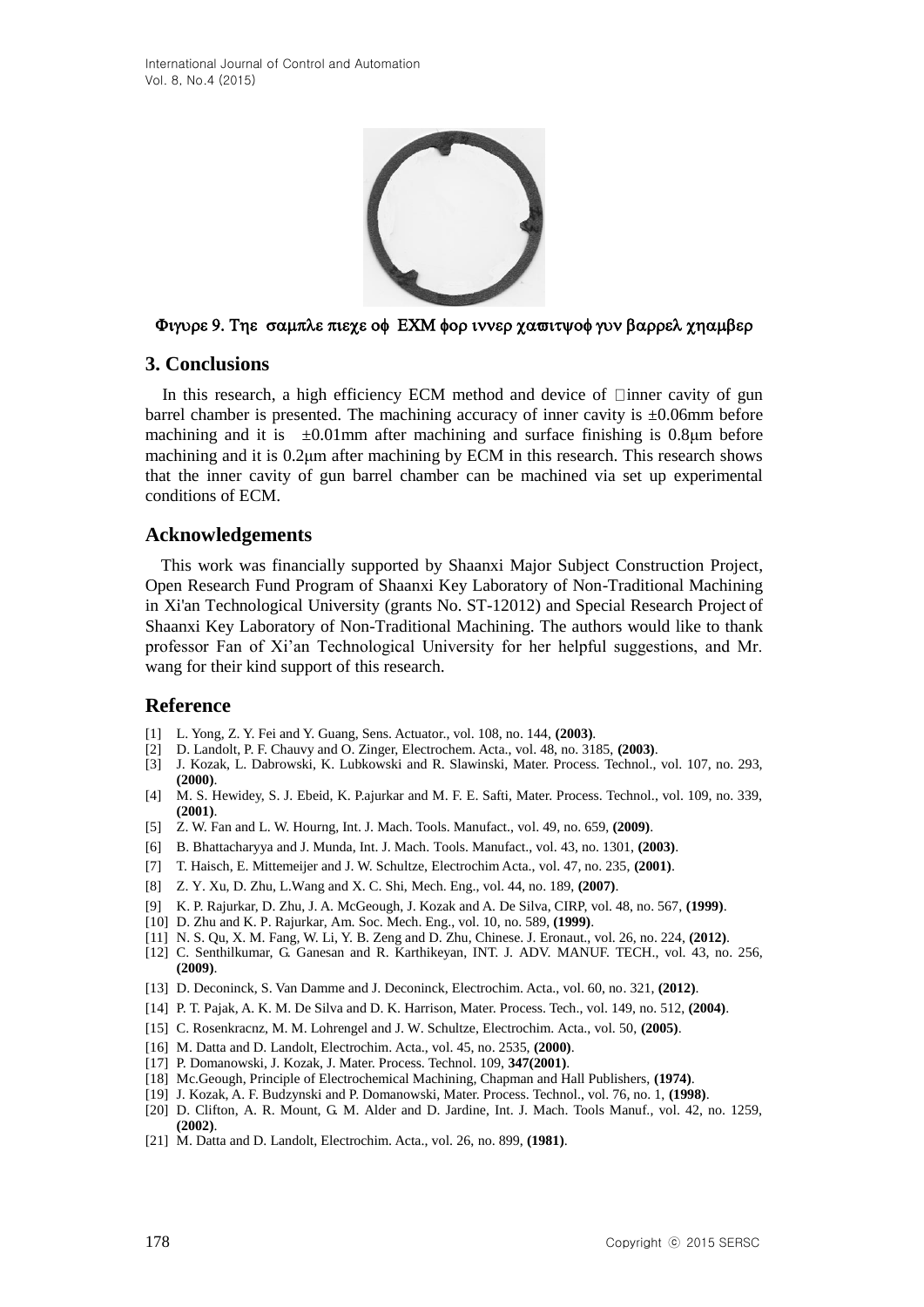Φιγυρε 9. Τηε σαμπλε πιεχε οφ ΕΧΜ φορ ιννερ χαϖιτψοφ γυν βαρρελ χηαμβερ

## 3. Conclusions

In this research, a high efficiency ECM method and device of inner cavity of gun barrel chamber is presented. The machining accuracy of inner cavity is ±0.06mm before machining and it is ±0.01mm after machining and surface finishing is 0.8μm before machining and it is 0.2μm after machining by ECM in this research. This research shows that the inner cavity of gun barrel chamber can be machined via set up experimental conditions of ECM.

## Acknowledgements

This work was financially supported by Shaanxi Major Subject Construction Project, Open Research Fund Program of Shaanxi Key Laboratory of Non-Traditional Machining in Xi'an Technological University (grants No. ST-12012) and Special Research Project of Shaanxi Key Laboratory of Non-Traditional Machining. The authors would like to thank professor Fan of Xi'an Technological University for her helpful suggestions, and Mr. wang for their kind support of this research.

## Reference

[1] L. Yong, Z. Y. Fei and Y. Guang, Sens. Actuator., vol. 108, no. 144, **(2003)**.
[2] D. Landolt, P. F. Chauvy and O. Zinger, Electrochem. Acta., vol. 48, no. 3185, **(2003)**.
[3] J. Kozak, L. Dabrowski, K. Lubkowski and R. Slawinski, Mater. Process. Technol., vol. 107, no. 293, **(2000)**.
[4] M. S. Hewidey, S. J. Ebeid, K. P.ajurkar and M. F. E. Safti, Mater. Process. Technol., vol. 109, no. 339, **(2001)**.
[5] Z. W. Fan and L. W. Hourng, Int. J. Mach. Tools. Manufact., vol. 49, no. 659, **(2009)**.
[6] B. Bhattacharyya and J. Munda, Int. J. Mach. Tools. Manufact., vol. 43, no. 1301, **(2003)**.
[7] T. Haisch, E. Mittemeijer and J. W. Schultze, Electrochim Acta., vol. 47, no. 235, **(2001)**.
[8] Z. Y. Xu, D. Zhu, L.Wang and X. C. Shi, Mech. Eng., vol. 44, no. 189, **(2007)**.
[9] K. P. Rajurkar, D. Zhu, J. A. McGeough, J. Kozak and A. De Silva, CIRP, vol. 48, no. 567, **(1999)**.
[10] D. Zhu and K. P. Rajurkar, Am. Soc. Mech. Eng., vol. 10, no. 589, **(1999)**.
[11] N. S. Qu, X. M. Fang, W. Li, Y. B. Zeng and D. Zhu, Chinese. J. Eronaut., vol. 26, no. 224, **(2012)**.
[12] C. Senthilkumar, G. Ganesan and R. Karthikeyan, INT. J. ADV. MANUF. TECH., vol. 43, no. 256, **(2009)**.
[13] D. Deconinck, S. Van Damme and J. Deconinck, Electrochim. Acta., vol. 60, no. 321, **(2012)**.
[14] P. T. Pajak, A. K. M. De Silva and D. K. Harrison, Mater. Process. Tech., vol. 149, no. 512, **(2004)**.
[15] C. Rosenkracnz, M. M. Lohrengel and J. W. Schultze, Electrochim. Acta., vol. 50, **(2005)**.
[16] M. Datta and D. Landolt, Electrochim. Acta., vol. 45, no. 2535, **(2000)**.
[17] P. Domanowski, J. Kozak, J. Mater. Process. Technol. 109, **347(2001)**.
[18] Mc.Geough, Principle of Electrochemical Machining, Chapman and Hall Publishers, **(1974)**.
[19] J. Kozak, A. F. Budzynski and P. Domanowski, Mater. Process. Technol., vol. 76, no. 1, **(1998)**.
[20] D. Clifton, A. R. Mount, G. M. Alder and D. Jardine, Int. J. Mach. Tools Manuf., vol. 42, no. 1259, **(2002)**.
[21] M. Datta and D. Landolt, Electrochim. Acta., vol. 26, no. 899, **(1981)**.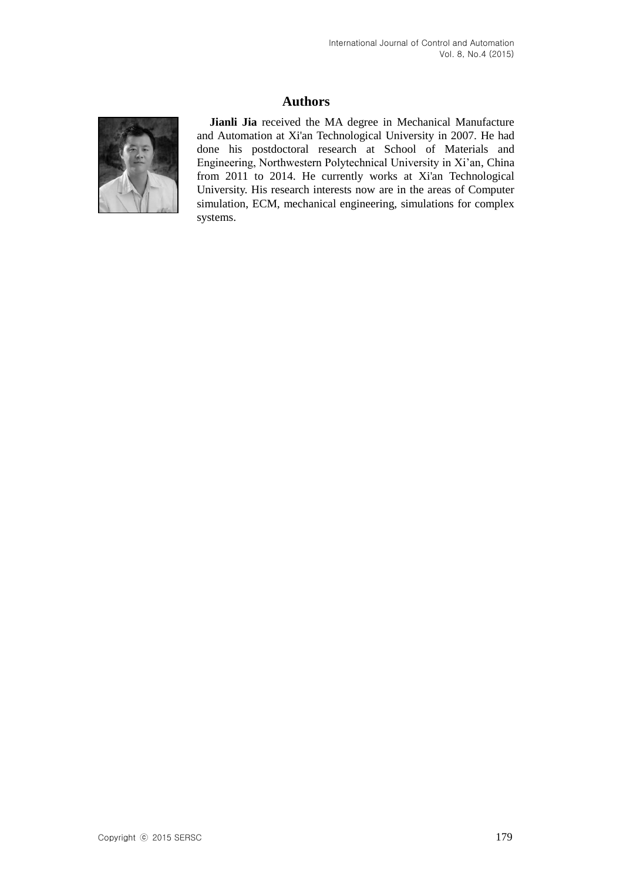## Authors

**Jianli Jia** received the MA degree in Mechanical Manufacture and Automation at Xi'an Technological University in 2007. He had done his postdoctoral research at School of Materials and Engineering, Northwestern Polytechnical University in Xi'an, China from 2011 to 2014. He currently works at Xi'an Technological University. His research interests now are in the areas of Computer simulation, ECM, mechanical engineering, simulations for complex systems.